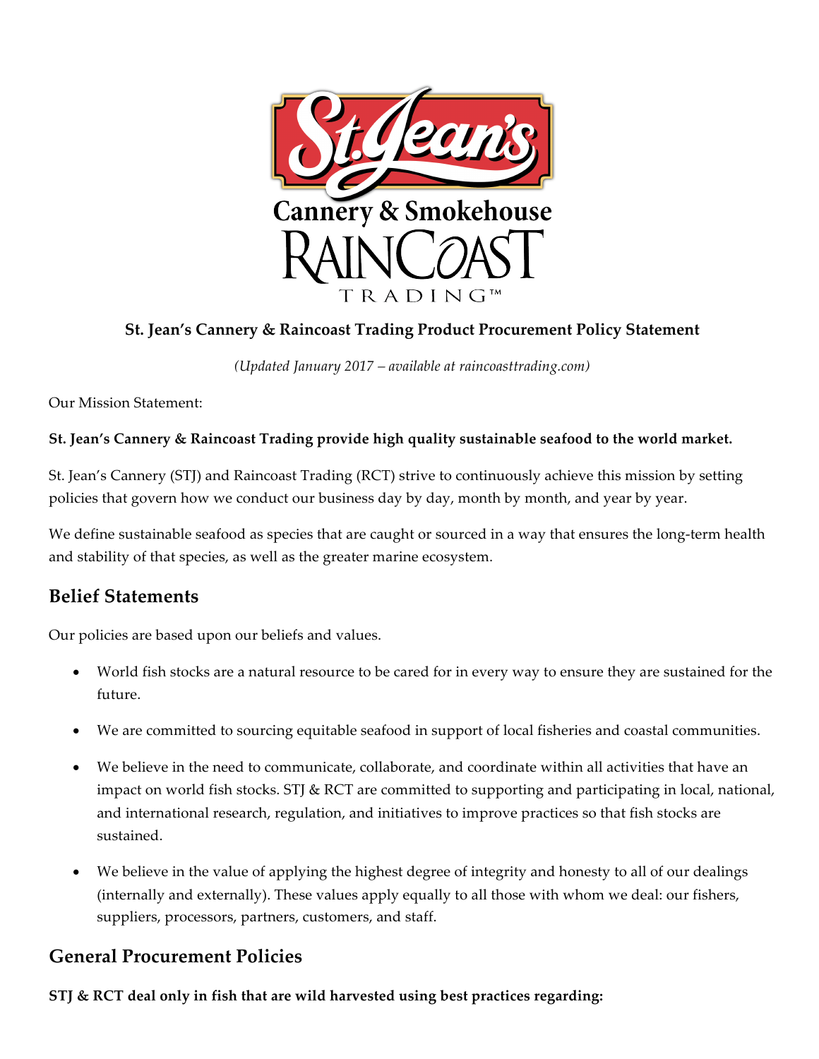**St. Jean's Cannery & Raincoast Trading Product Procurement Policy Statement**

*(Updated January 2017 – available at raincoasttrading.com)*

Our Mission Statement:

**St. Jean's Cannery & Raincoast Trading provide high quality sustainable seafood to the world market.**

St. Jean's Cannery (STJ) and Raincoast Trading (RCT) strive to continuously achieve this mission by setting policies that govern how we conduct our business day by day, month by month, and year by year.

We define sustainable seafood as species that are caught or sourced in a way that ensures the long-term health and stability of that species, as well as the greater marine ecosystem.

## Belief Statements

Our policies are based upon our beliefs and values.

- World fish stocks are a natural resource to be cared for in every way to ensure they are sustained for the future.
- We are committed to sourcing equitable seafood in support of local fisheries and coastal communities.
- We believe in the need to communicate, collaborate, and coordinate within all activities that have an impact on world fish stocks. STJ & RCT are committed to supporting and participating in local, national, and international research, regulation, and initiatives to improve practices so that fish stocks are sustained.
- We believe in the value of applying the highest degree of integrity and honesty to all of our dealings (internally and externally). These values apply equally to all those with whom we deal: our fishers, suppliers, processors, partners, customers, and staff.

## General Procurement Policies

**STJ & RCT deal only in fish that are wild harvested using best practices regarding:**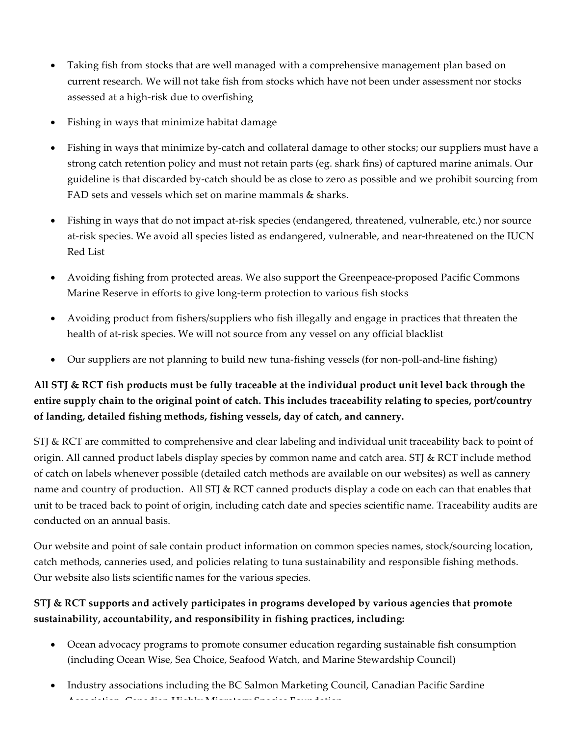- Taking fish from stocks that are well managed with a comprehensive management plan based on current research. We will not take fish from stocks which have not been under assessment nor stocks assessed at a high-risk due to overfishing
- Fishing in ways that minimize habitat damage
- Fishing in ways that minimize by-catch and collateral damage to other stocks; our suppliers must have a strong catch retention policy and must not retain parts (eg. shark fins) of captured marine animals. Our guideline is that discarded by-catch should be as close to zero as possible and we prohibit sourcing from FAD sets and vessels which set on marine mammals & sharks.
- Fishing in ways that do not impact at-risk species (endangered, threatened, vulnerable, etc.) nor source at-risk species. We avoid all species listed as endangered, vulnerable, and near-threatened on the IUCN Red List
- Avoiding fishing from protected areas. We also support the Greenpeace-proposed Pacific Commons Marine Reserve in efforts to give long-term protection to various fish stocks
- Avoiding product from fishers/suppliers who fish illegally and engage in practices that threaten the health of at-risk species. We will not source from any vessel on any official blacklist
- Our suppliers are not planning to build new tuna-fishing vessels (for non-poll-and-line fishing)

**All STJ & RCT fish products must be fully traceable at the individual product unit level back through the entire supply chain to the original point of catch. This includes traceability relating to species, port/country of landing, detailed fishing methods, fishing vessels, day of catch, and cannery.**

STJ & RCT are committed to comprehensive and clear labeling and individual unit traceability back to point of origin. All canned product labels display species by common name and catch area. STJ & RCT include method of catch on labels whenever possible (detailed catch methods are available on our websites) as well as cannery name and country of production. All STJ & RCT canned products display a code on each can that enables that unit to be traced back to point of origin, including catch date and species scientific name. Traceability audits are conducted on an annual basis.

Our website and point of sale contain product information on common species names, stock/sourcing location, catch methods, canneries used, and policies relating to tuna sustainability and responsible fishing methods. Our website also lists scientific names for the various species.

**STJ & RCT supports and actively participates in programs developed by various agencies that promote sustainability, accountability, and responsibility in fishing practices, including:**

- Ocean advocacy programs to promote consumer education regarding sustainable fish consumption (including Ocean Wise, Sea Choice, Seafood Watch, and Marine Stewardship Council)
- Industry associations including the BC Salmon Marketing Council, Canadian Pacific Sardine Association, Canadian Highly Migratory Species Foundation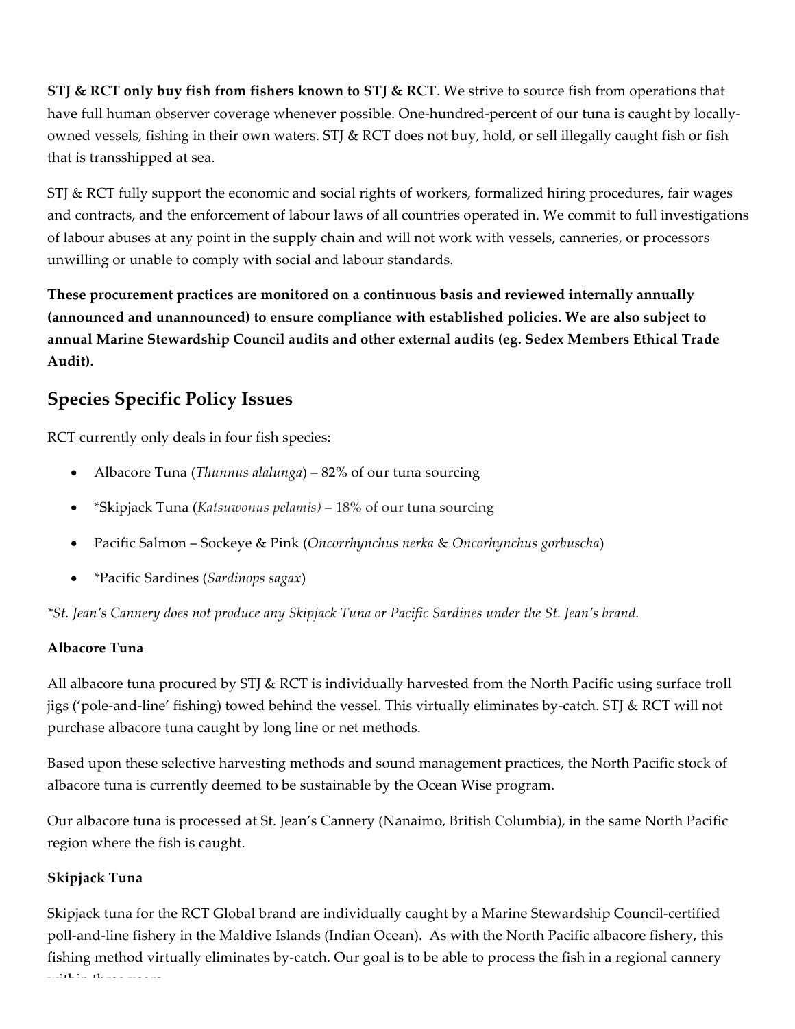**STJ & RCT only buy fish from fishers known to STJ & RCT**. We strive to source fish from operations that have full human observer coverage whenever possible. One-hundred-percent of our tuna is caught by locally-owned vessels, fishing in their own waters. STJ & RCT does not buy, hold, or sell illegally caught fish or fish that is transshipped at sea.

STJ & RCT fully support the economic and social rights of workers, formalized hiring procedures, fair wages and contracts, and the enforcement of labour laws of all countries operated in. We commit to full investigations of labour abuses at any point in the supply chain and will not work with vessels, canneries, or processors unwilling or unable to comply with social and labour standards.

**These procurement practices are monitored on a continuous basis and reviewed internally annually (announced and unannounced) to ensure compliance with established policies. We are also subject to annual Marine Stewardship Council audits and other external audits (eg. Sedex Members Ethical Trade Audit).**

## Species Specific Policy Issues

RCT currently only deals in four fish species:

- Albacore Tuna (*Thunnus alalunga*) – 82% of our tuna sourcing
- *Skipjack Tuna (*Katsuwonus pelamis)* – 18% of our tuna sourcing
- Pacific Salmon – Sockeye & Pink (*Oncorrhynchus nerka* & *Oncorhynchus gorbuscha*)
- *Pacific Sardines (*Sardinops sagax*)

*\*St. Jean's Cannery does not produce any Skipjack Tuna or Pacific Sardines under the St. Jean's brand.*

**Albacore Tuna**

All albacore tuna procured by STJ & RCT is individually harvested from the North Pacific using surface troll jigs ('pole-and-line' fishing) towed behind the vessel. This virtually eliminates by-catch. STJ & RCT will not purchase albacore tuna caught by long line or net methods.

Based upon these selective harvesting methods and sound management practices, the North Pacific stock of albacore tuna is currently deemed to be sustainable by the Ocean Wise program.

Our albacore tuna is processed at St. Jean's Cannery (Nanaimo, British Columbia), in the same North Pacific region where the fish is caught.

**Skipjack Tuna**

Skipjack tuna for the RCT Global brand are individually caught by a Marine Stewardship Council-certified poll-and-line fishery in the Maldive Islands (Indian Ocean). As with the North Pacific albacore fishery, this fishing method virtually eliminates by-catch. Our goal is to be able to process the fish in a regional cannery within three years.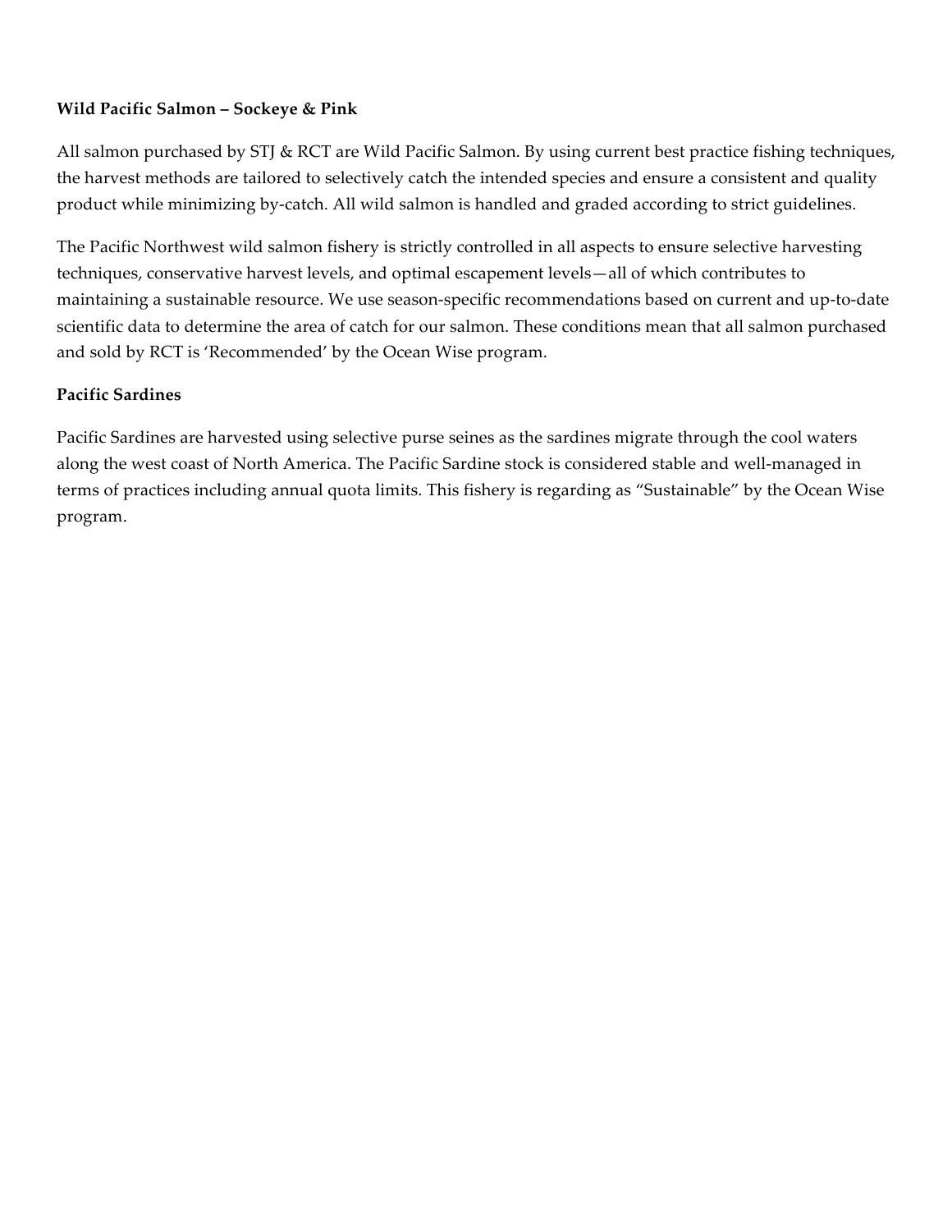**Wild Pacific Salmon – Sockeye & Pink**

All salmon purchased by STJ & RCT are Wild Pacific Salmon. By using current best practice fishing techniques, the harvest methods are tailored to selectively catch the intended species and ensure a consistent and quality product while minimizing by-catch. All wild salmon is handled and graded according to strict guidelines.

The Pacific Northwest wild salmon fishery is strictly controlled in all aspects to ensure selective harvesting techniques, conservative harvest levels, and optimal escapement levels—all of which contributes to maintaining a sustainable resource. We use season-specific recommendations based on current and up-to-date scientific data to determine the area of catch for our salmon. These conditions mean that all salmon purchased and sold by RCT is 'Recommended' by the Ocean Wise program.

**Pacific Sardines**

Pacific Sardines are harvested using selective purse seines as the sardines migrate through the cool waters along the west coast of North America. The Pacific Sardine stock is considered stable and well-managed in terms of practices including annual quota limits. This fishery is regarding as "Sustainable" by the Ocean Wise program.